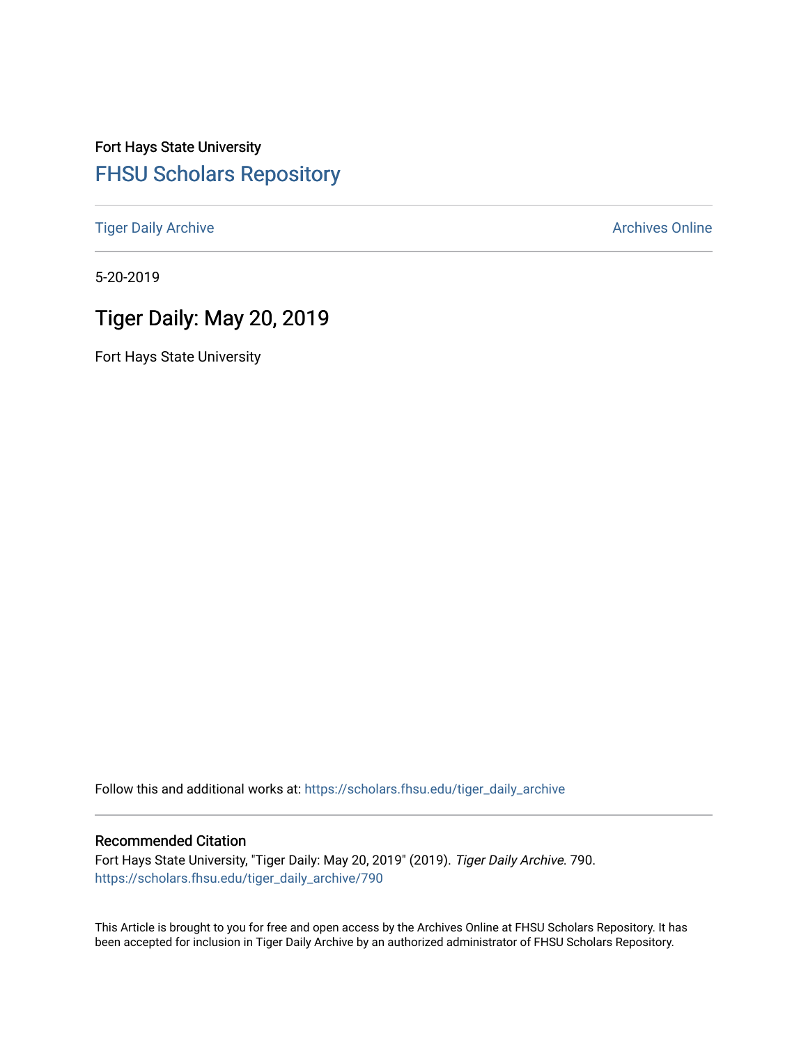Fort Hays State University

[FHSU Scholars Repository](https://scholars.fhsu.edu/)

[Tiger Daily Archive](https://scholars.fhsu.edu/tiger_daily_archive) [Archives Online](https://scholars.fhsu.edu/archives)

5-20-2019

# Tiger Daily: May 20, 2019

Fort Hays State University

Follow this and additional works at: https://scholars.fhsu.edu/tiger_daily_archive

## Recommended Citation

Fort Hays State University, "Tiger Daily: May 20, 2019" (2019). *Tiger Daily Archive.* 790.
https://scholars.fhsu.edu/tiger_daily_archive/790

This Article is brought to you for free and open access by the Archives Online at FHSU Scholars Repository. It has been accepted for inclusion in Tiger Daily Archive by an authorized administrator of FHSU Scholars Repository.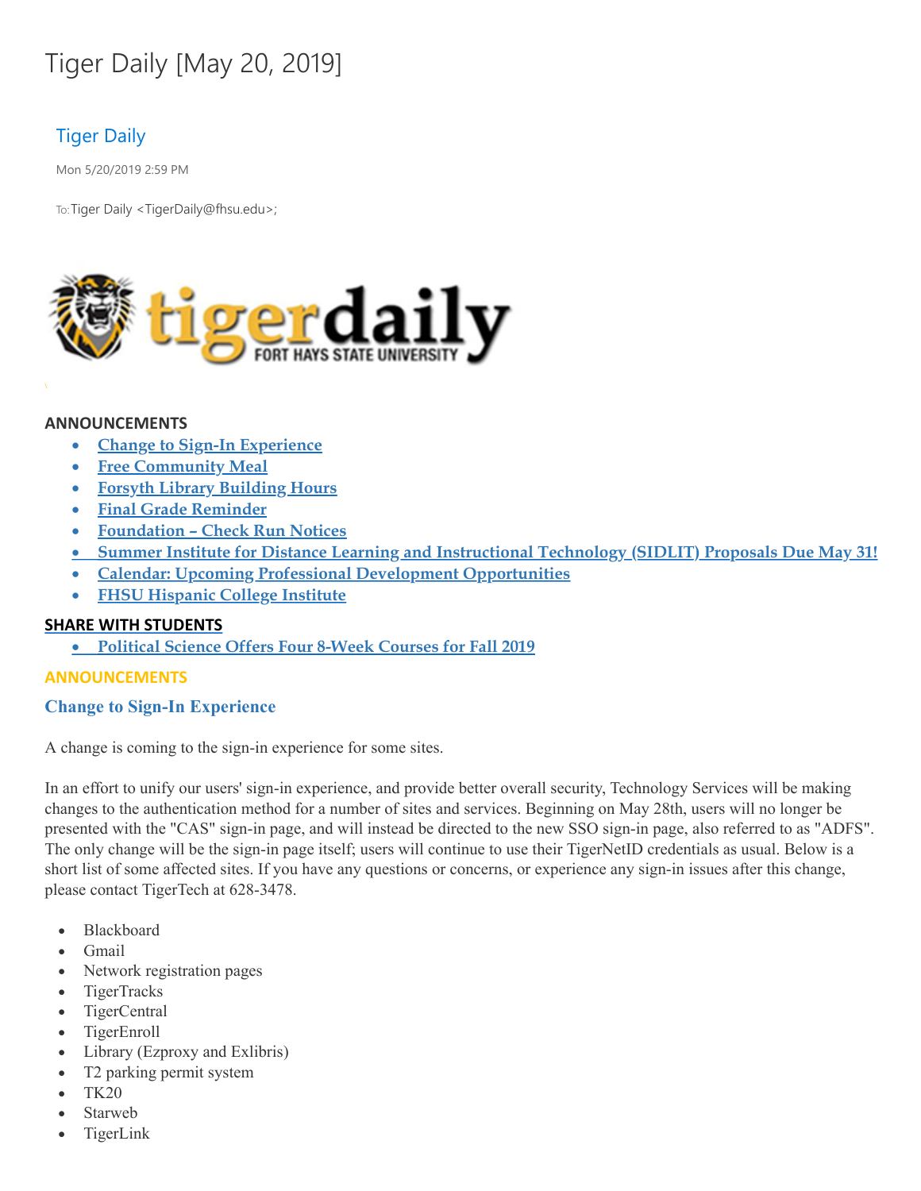# Tiger Daily [May 20, 2019]

Tiger Daily

Mon 5/20/2019 2:59 PM

To: Tiger Daily <TigerDaily@fhsu.edu>;

tigerdaily FORT HAYS STATE UNIVERSITY

**ANNOUNCEMENTS**

- Change to Sign-In Experience
- Free Community Meal
- Forsyth Library Building Hours
- Final Grade Reminder
- Foundation – Check Run Notices
- Summer Institute for Distance Learning and Instructional Technology (SIDLIT) Proposals Due May 31!
- Calendar: Upcoming Professional Development Opportunities
- FHSU Hispanic College Institute

**SHARE WITH STUDENTS**

- Political Science Offers Four 8-Week Courses for Fall 2019

## ANNOUNCEMENTS

### Change to Sign-In Experience

A change is coming to the sign-in experience for some sites.

In an effort to unify our users' sign-in experience, and provide better overall security, Technology Services will be making changes to the authentication method for a number of sites and services. Beginning on May 28th, users will no longer be presented with the "CAS" sign-in page, and will instead be directed to the new SSO sign-in page, also referred to as "ADFS". The only change will be the sign-in page itself; users will continue to use their TigerNetID credentials as usual. Below is a short list of some affected sites. If you have any questions or concerns, or experience any sign-in issues after this change, please contact TigerTech at 628-3478.

- Blackboard
- Gmail
- Network registration pages
- TigerTracks
- TigerCentral
- TigerEnroll
- Library (Ezproxy and Exlibris)
- T2 parking permit system
- TK20
- Starweb
- TigerLink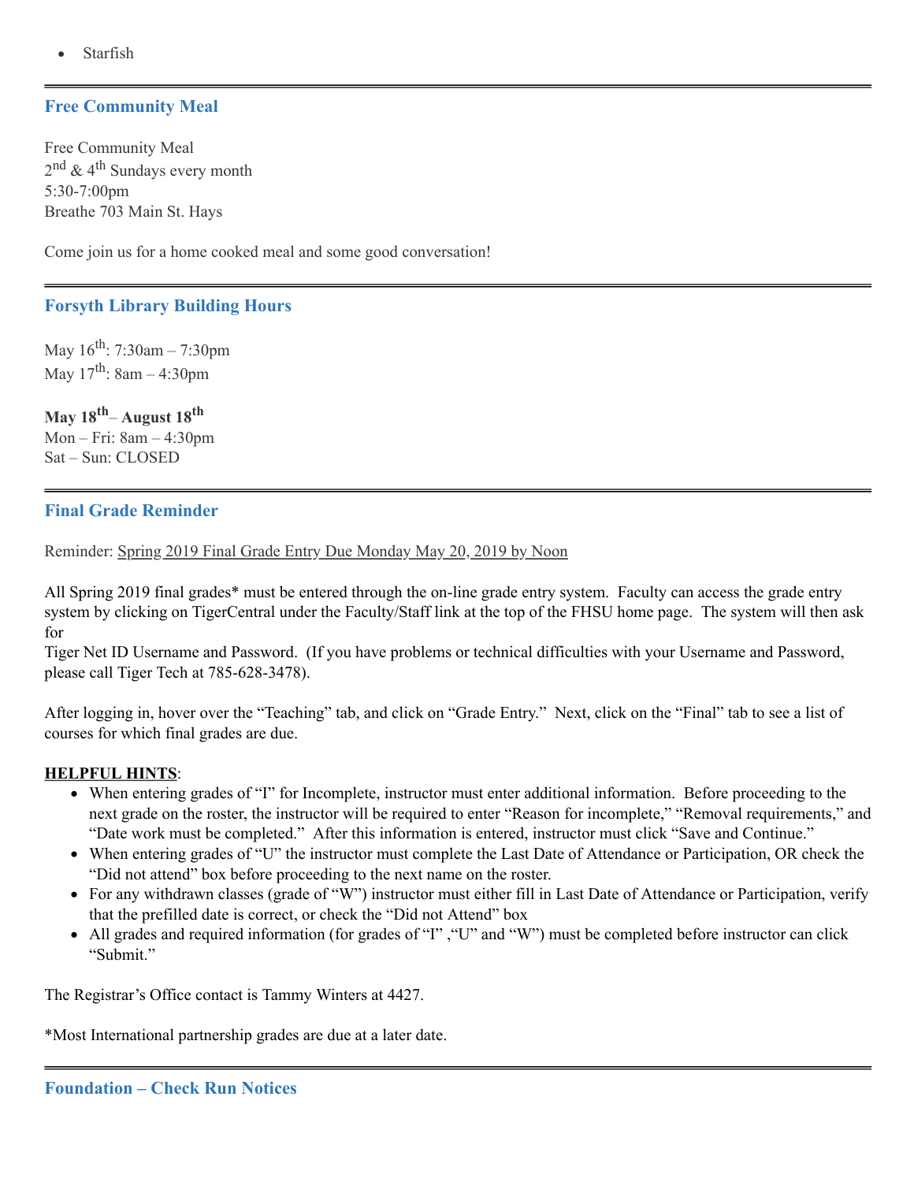- Starfish

---

## Free Community Meal

Free Community Meal
2nd & 4th Sundays every month
5:30-7:00pm
Breathe 703 Main St. Hays

Come join us for a home cooked meal and some good conversation!

---

## Forsyth Library Building Hours

May 16th: 7:30am – 7:30pm
May 17th: 8am – 4:30pm

**May 18th– August 18th**
Mon – Fri: 8am – 4:30pm
Sat – Sun: CLOSED

---

## Final Grade Reminder

Reminder: Spring 2019 Final Grade Entry Due Monday May 20, 2019 by Noon

All Spring 2019 final grades* must be entered through the on-line grade entry system. Faculty can access the grade entry system by clicking on TigerCentral under the Faculty/Staff link at the top of the FHSU home page. The system will then ask for
Tiger Net ID Username and Password. (If you have problems or technical difficulties with your Username and Password, please call Tiger Tech at 785-628-3478).

After logging in, hover over the "Teaching" tab, and click on "Grade Entry." Next, click on the "Final" tab to see a list of courses for which final grades are due.

**HELPFUL HINTS**:

- When entering grades of "I" for Incomplete, instructor must enter additional information. Before proceeding to the next grade on the roster, the instructor will be required to enter "Reason for incomplete," "Removal requirements," and "Date work must be completed." After this information is entered, instructor must click "Save and Continue."
- When entering grades of "U" the instructor must complete the Last Date of Attendance or Participation, OR check the "Did not attend" box before proceeding to the next name on the roster.
- For any withdrawn classes (grade of "W") instructor must either fill in Last Date of Attendance or Participation, verify that the prefilled date is correct, or check the "Did not Attend" box
- All grades and required information (for grades of "I" ,"U" and "W") must be completed before instructor can click "Submit."

The Registrar's Office contact is Tammy Winters at 4427.

*Most International partnership grades are due at a later date.

---

## Foundation – Check Run Notices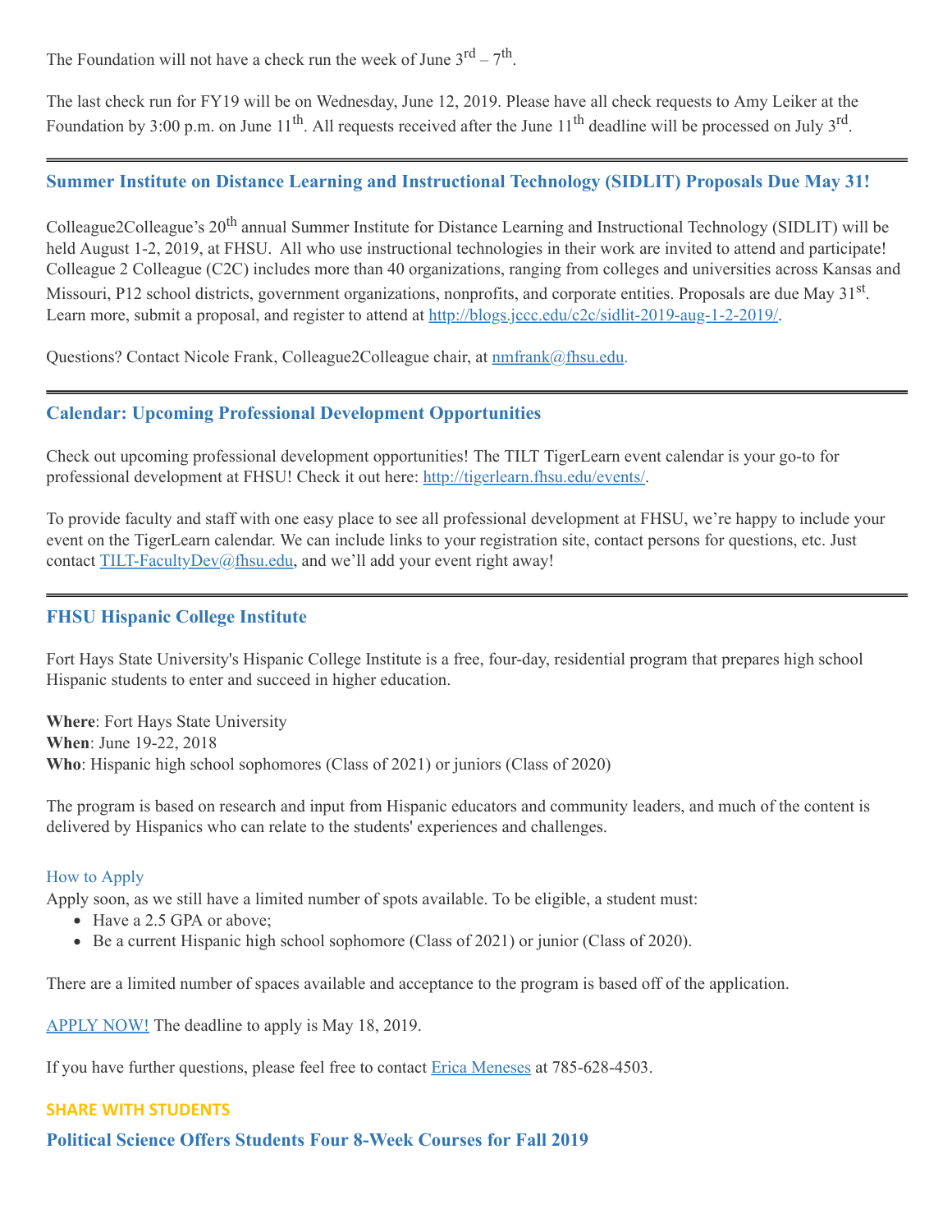The Foundation will not have a check run the week of June 3rd – 7th.

The last check run for FY19 will be on Wednesday, June 12, 2019. Please have all check requests to Amy Leiker at the Foundation by 3:00 p.m. on June 11th. All requests received after the June 11th deadline will be processed on July 3rd.

---

## Summer Institute on Distance Learning and Instructional Technology (SIDLIT) Proposals Due May 31!

Colleague2Colleague's 20th annual Summer Institute for Distance Learning and Instructional Technology (SIDLIT) will be held August 1-2, 2019, at FHSU. All who use instructional technologies in their work are invited to attend and participate! Colleague 2 Colleague (C2C) includes more than 40 organizations, ranging from colleges and universities across Kansas and Missouri, P12 school districts, government organizations, nonprofits, and corporate entities. Proposals are due May 31st. Learn more, submit a proposal, and register to attend at http://blogs.jccc.edu/c2c/sidlit-2019-aug-1-2-2019/.

Questions? Contact Nicole Frank, Colleague2Colleague chair, at nmfrank@fhsu.edu.

---

## Calendar: Upcoming Professional Development Opportunities

Check out upcoming professional development opportunities! The TILT TigerLearn event calendar is your go-to for professional development at FHSU! Check it out here: http://tigerlearn.fhsu.edu/events/.

To provide faculty and staff with one easy place to see all professional development at FHSU, we're happy to include your event on the TigerLearn calendar. We can include links to your registration site, contact persons for questions, etc. Just contact TILT-FacultyDev@fhsu.edu, and we'll add your event right away!

---

## FHSU Hispanic College Institute

Fort Hays State University's Hispanic College Institute is a free, four-day, residential program that prepares high school Hispanic students to enter and succeed in higher education.

**Where**: Fort Hays State University
**When**: June 19-22, 2018
**Who**: Hispanic high school sophomores (Class of 2021) or juniors (Class of 2020)

The program is based on research and input from Hispanic educators and community leaders, and much of the content is delivered by Hispanics who can relate to the students' experiences and challenges.

### How to Apply

Apply soon, as we still have a limited number of spots available. To be eligible, a student must:

- Have a 2.5 GPA or above;
- Be a current Hispanic high school sophomore (Class of 2021) or junior (Class of 2020).

There are a limited number of spaces available and acceptance to the program is based off of the application.

APPLY NOW! The deadline to apply is May 18, 2019.

If you have further questions, please feel free to contact Erica Meneses at 785-628-4503.

**SHARE WITH STUDENTS**

## Political Science Offers Students Four 8-Week Courses for Fall 2019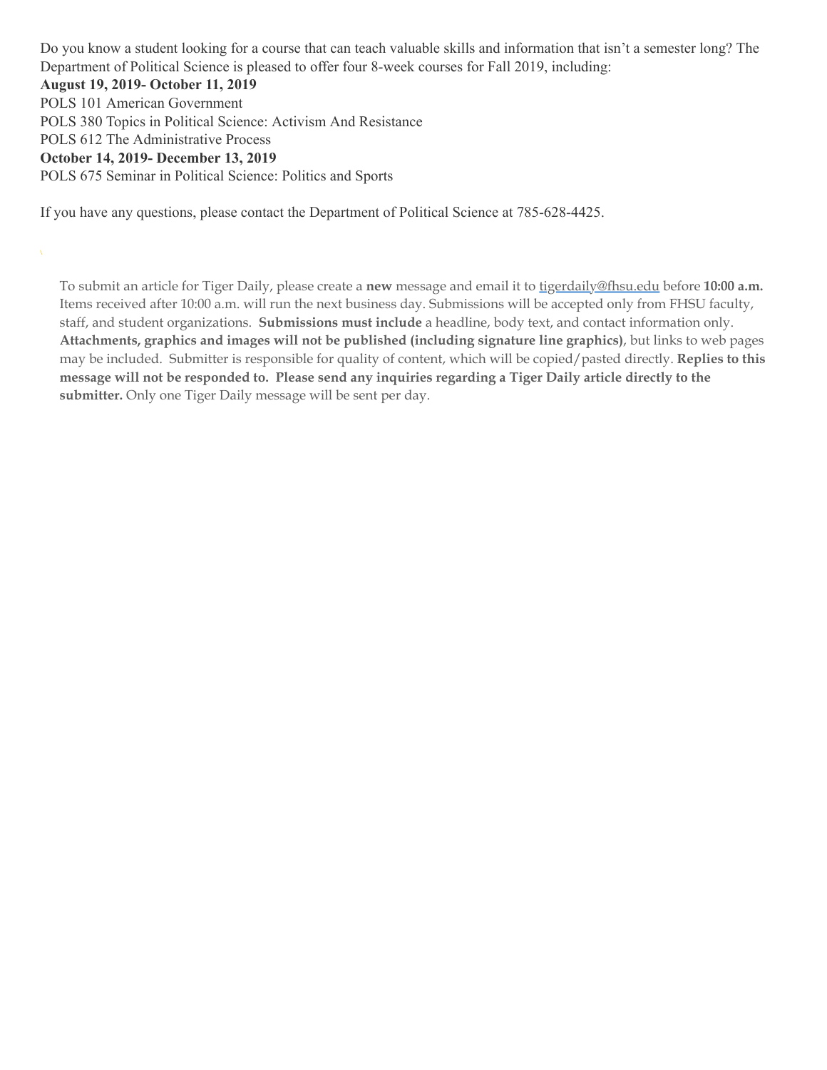Do you know a student looking for a course that can teach valuable skills and information that isn't a semester long? The Department of Political Science is pleased to offer four 8-week courses for Fall 2019, including:

**August 19, 2019- October 11, 2019**
POLS 101 American Government
POLS 380 Topics in Political Science: Activism And Resistance
POLS 612 The Administrative Process
**October 14, 2019- December 13, 2019**
POLS 675 Seminar in Political Science: Politics and Sports

If you have any questions, please contact the Department of Political Science at 785-628-4425.

To submit an article for Tiger Daily, please create a **new** message and email it to tigerdaily@fhsu.edu before **10:00 a.m.** Items received after 10:00 a.m. will run the next business day. Submissions will be accepted only from FHSU faculty, staff, and student organizations. **Submissions must include** a headline, body text, and contact information only. **Attachments, graphics and images will not be published (including signature line graphics)**, but links to web pages may be included. Submitter is responsible for quality of content, which will be copied/pasted directly. **Replies to this message will not be responded to. Please send any inquiries regarding a Tiger Daily article directly to the submitter.** Only one Tiger Daily message will be sent per day.